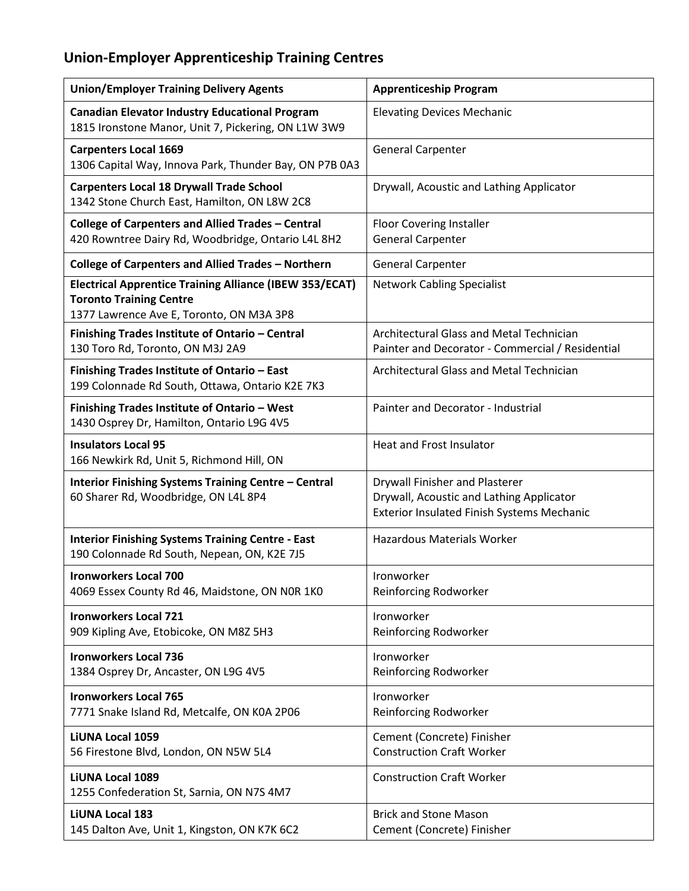## Union-Employer Apprenticeship Training Centres

| Union/Employer Training Delivery Agents | Apprenticeship Program |
|---|---|
| **Canadian Elevator Industry Educational Program**<br>1815 Ironstone Manor, Unit 7, Pickering, ON L1W 3W9 | Elevating Devices Mechanic |
| **Carpenters Local 1669**<br>1306 Capital Way, Innova Park, Thunder Bay, ON P7B 0A3 | General Carpenter |
| **Carpenters Local 18 Drywall Trade School**<br>1342 Stone Church East, Hamilton, ON L8W 2C8 | Drywall, Acoustic and Lathing Applicator |
| **College of Carpenters and Allied Trades – Central**<br>420 Rowntree Dairy Rd, Woodbridge, Ontario L4L 8H2 | Floor Covering Installer<br>General Carpenter |
| **College of Carpenters and Allied Trades – Northern** | General Carpenter |
| **Electrical Apprentice Training Alliance (IBEW 353/ECAT) Toronto Training Centre**<br>1377 Lawrence Ave E, Toronto, ON M3A 3P8 | Network Cabling Specialist |
| **Finishing Trades Institute of Ontario – Central**<br>130 Toro Rd, Toronto, ON M3J 2A9 | Architectural Glass and Metal Technician<br>Painter and Decorator - Commercial / Residential |
| **Finishing Trades Institute of Ontario – East**<br>199 Colonnade Rd South, Ottawa, Ontario K2E 7K3 | Architectural Glass and Metal Technician |
| **Finishing Trades Institute of Ontario – West**<br>1430 Osprey Dr, Hamilton, Ontario L9G 4V5 | Painter and Decorator - Industrial |
| **Insulators Local 95**<br>166 Newkirk Rd, Unit 5, Richmond Hill, ON | Heat and Frost Insulator |
| **Interior Finishing Systems Training Centre – Central**<br>60 Sharer Rd, Woodbridge, ON L4L 8P4 | Drywall Finisher and Plasterer<br>Drywall, Acoustic and Lathing Applicator<br>Exterior Insulated Finish Systems Mechanic |
| **Interior Finishing Systems Training Centre - East**<br>190 Colonnade Rd South, Nepean, ON, K2E 7J5 | Hazardous Materials Worker |
| **Ironworkers Local 700**<br>4069 Essex County Rd 46, Maidstone, ON N0R 1K0 | Ironworker<br>Reinforcing Rodworker |
| **Ironworkers Local 721**<br>909 Kipling Ave, Etobicoke, ON M8Z 5H3 | Ironworker<br>Reinforcing Rodworker |
| **Ironworkers Local 736**<br>1384 Osprey Dr, Ancaster, ON L9G 4V5 | Ironworker<br>Reinforcing Rodworker |
| **Ironworkers Local 765**<br>7771 Snake Island Rd, Metcalfe, ON K0A 2P06 | Ironworker<br>Reinforcing Rodworker |
| **LiUNA Local 1059**<br>56 Firestone Blvd, London, ON N5W 5L4 | Cement (Concrete) Finisher<br>Construction Craft Worker |
| **LiUNA Local 1089**<br>1255 Confederation St, Sarnia, ON N7S 4M7 | Construction Craft Worker |
| **LiUNA Local 183**<br>145 Dalton Ave, Unit 1, Kingston, ON K7K 6C2 | Brick and Stone Mason<br>Cement (Concrete) Finisher |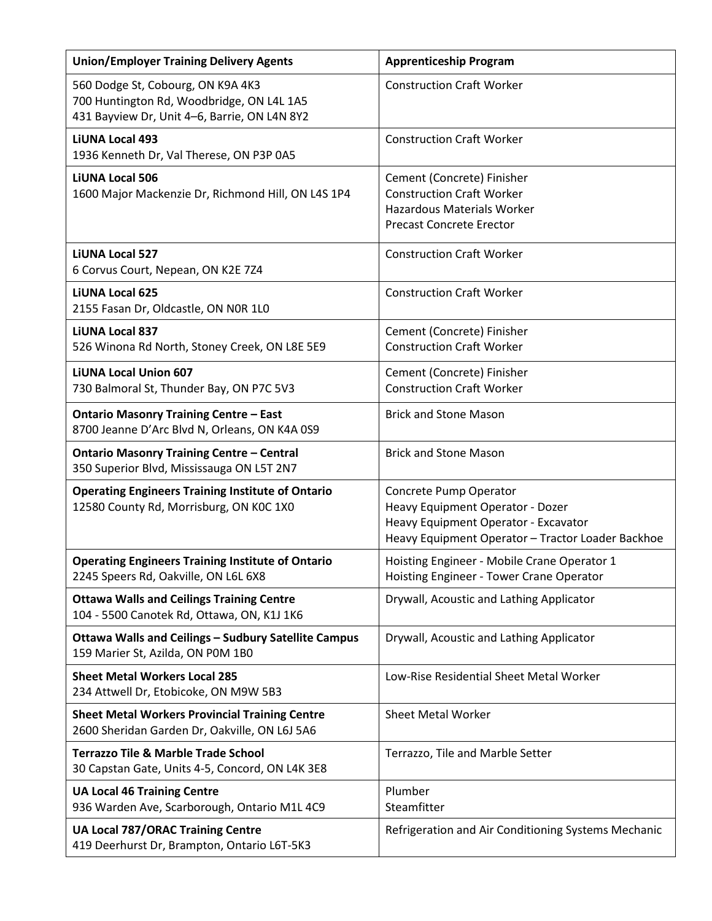| Union/Employer Training Delivery Agents | Apprenticeship Program |
|---|---|
| 560 Dodge St, Cobourg, ON K9A 4K3<br>700 Huntington Rd, Woodbridge, ON L4L 1A5<br>431 Bayview Dr, Unit 4–6, Barrie, ON L4N 8Y2 | Construction Craft Worker |
| **LiUNA Local 493**<br>1936 Kenneth Dr, Val Therese, ON P3P 0A5 | Construction Craft Worker |
| **LiUNA Local 506**<br>1600 Major Mackenzie Dr, Richmond Hill, ON L4S 1P4 | Cement (Concrete) Finisher<br>Construction Craft Worker<br>Hazardous Materials Worker<br>Precast Concrete Erector |
| **LiUNA Local 527**<br>6 Corvus Court, Nepean, ON K2E 7Z4 | Construction Craft Worker |
| **LiUNA Local 625**<br>2155 Fasan Dr, Oldcastle, ON N0R 1L0 | Construction Craft Worker |
| **LiUNA Local 837**<br>526 Winona Rd North, Stoney Creek, ON L8E 5E9 | Cement (Concrete) Finisher<br>Construction Craft Worker |
| **LiUNA Local Union 607**<br>730 Balmoral St, Thunder Bay, ON P7C 5V3 | Cement (Concrete) Finisher<br>Construction Craft Worker |
| **Ontario Masonry Training Centre – East**<br>8700 Jeanne D'Arc Blvd N, Orleans, ON K4A 0S9 | Brick and Stone Mason |
| **Ontario Masonry Training Centre – Central**<br>350 Superior Blvd, Mississauga ON L5T 2N7 | Brick and Stone Mason |
| **Operating Engineers Training Institute of Ontario**<br>12580 County Rd, Morrisburg, ON K0C 1X0 | Concrete Pump Operator<br>Heavy Equipment Operator - Dozer<br>Heavy Equipment Operator - Excavator<br>Heavy Equipment Operator – Tractor Loader Backhoe |
| **Operating Engineers Training Institute of Ontario**<br>2245 Speers Rd, Oakville, ON L6L 6X8 | Hoisting Engineer - Mobile Crane Operator 1<br>Hoisting Engineer - Tower Crane Operator |
| **Ottawa Walls and Ceilings Training Centre**<br>104 - 5500 Canotek Rd, Ottawa, ON, K1J 1K6 | Drywall, Acoustic and Lathing Applicator |
| **Ottawa Walls and Ceilings – Sudbury Satellite Campus**<br>159 Marier St, Azilda, ON P0M 1B0 | Drywall, Acoustic and Lathing Applicator |
| **Sheet Metal Workers Local 285**<br>234 Attwell Dr, Etobicoke, ON M9W 5B3 | Low-Rise Residential Sheet Metal Worker |
| **Sheet Metal Workers Provincial Training Centre**<br>2600 Sheridan Garden Dr, Oakville, ON L6J 5A6 | Sheet Metal Worker |
| **Terrazzo Tile & Marble Trade School**<br>30 Capstan Gate, Units 4-5, Concord, ON L4K 3E8 | Terrazzo, Tile and Marble Setter |
| **UA Local 46 Training Centre**<br>936 Warden Ave, Scarborough, Ontario M1L 4C9 | Plumber<br>Steamfitter |
| **UA Local 787/ORAC Training Centre**<br>419 Deerhurst Dr, Brampton, Ontario L6T-5K3 | Refrigeration and Air Conditioning Systems Mechanic |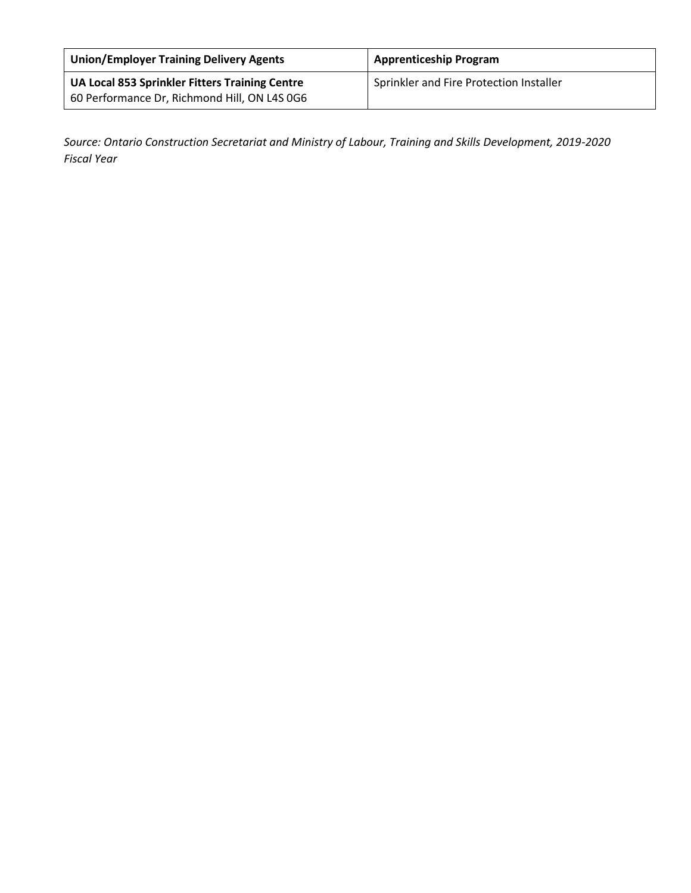| Union/Employer Training Delivery Agents | Apprenticeship Program |
|---|---|
| **UA Local 853 Sprinkler Fitters Training Centre**<br>60 Performance Dr, Richmond Hill, ON L4S 0G6 | Sprinkler and Fire Protection Installer |

*Source: Ontario Construction Secretariat and Ministry of Labour, Training and Skills Development, 2019-2020 Fiscal Year*